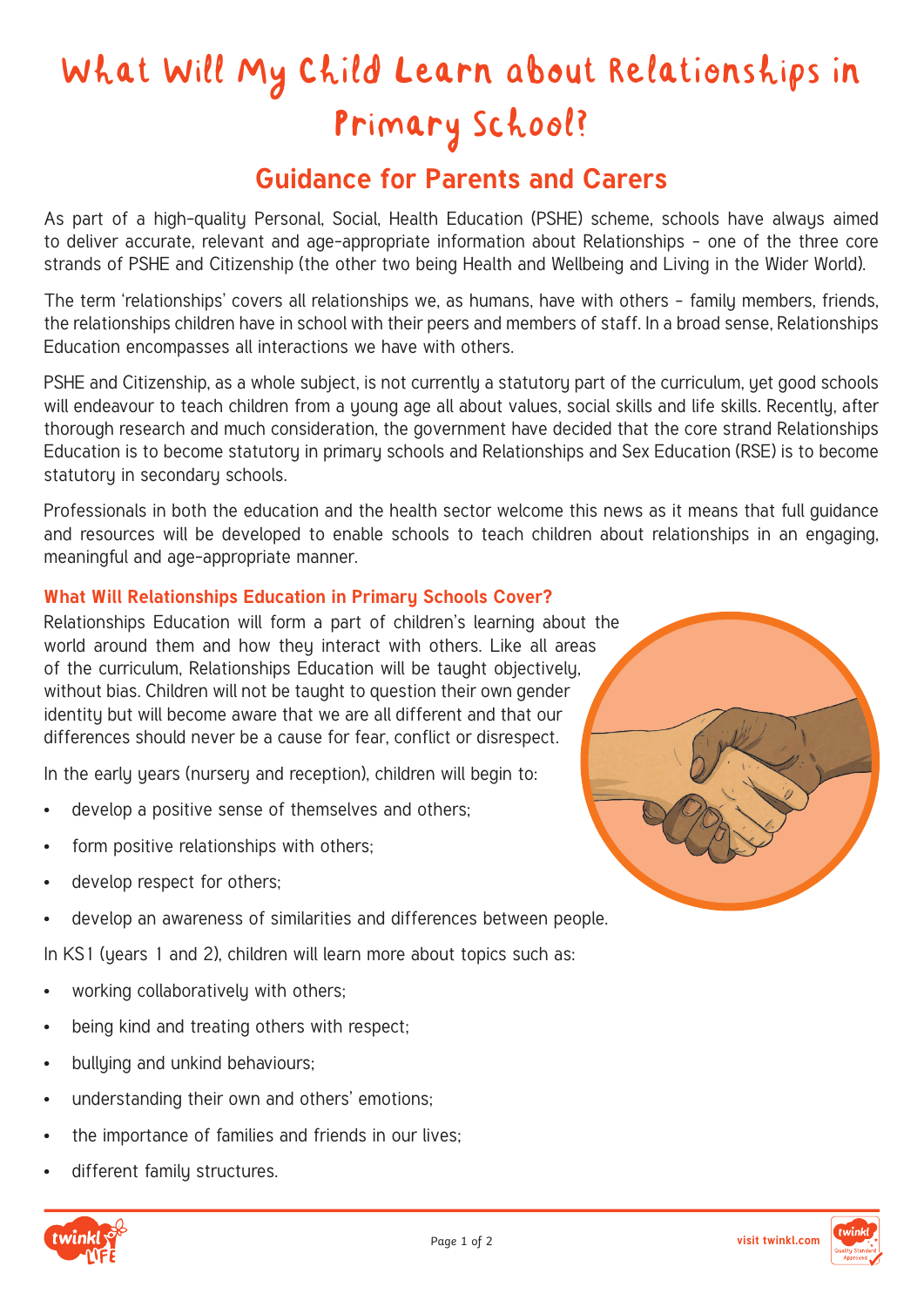# What Will My Child Learn about Relationships in Primary School?

## Guidance for Parents and Carers

As part of a high-quality Personal, Social, Health Education (PSHE) scheme, schools have always aimed to deliver accurate, relevant and age-appropriate information about Relationships – one of the three core strands of PSHE and Citizenship (the other two being Health and Wellbeing and Living in the Wider World).

The term 'relationships' covers all relationships we, as humans, have with others – family members, friends, the relationships children have in school with their peers and members of staff. In a broad sense, Relationships Education encompasses all interactions we have with others.

PSHE and Citizenship, as a whole subject, is not currently a statutory part of the curriculum, yet good schools will endeavour to teach children from a young age all about values, social skills and life skills. Recently, after thorough research and much consideration, the government have decided that the core strand Relationships Education is to become statutory in primary schools and Relationships and Sex Education (RSE) is to become statutory in secondary schools.

Professionals in both the education and the health sector welcome this news as it means that full guidance and resources will be developed to enable schools to teach children about relationships in an engaging, meaningful and age-appropriate manner.

### What Will Relationships Education in Primary Schools Cover?

Relationships Education will form a part of children's learning about the world around them and how they interact with others. Like all areas of the curriculum, Relationships Education will be taught objectively, without bias. Children will not be taught to question their own gender identity but will become aware that we are all different and that our differences should never be a cause for fear, conflict or disrespect.

In the early years (nursery and reception), children will begin to:

- develop a positive sense of themselves and others;
- form positive relationships with others;
- develop respect for others;
- develop an awareness of similarities and differences between people.

In KS1 (years 1 and 2), children will learn more about topics such as:

- working collaboratively with others;
- being kind and treating others with respect;
- bullying and unkind behaviours;
- understanding their own and others' emotions;
- the importance of families and friends in our lives;
- different family structures.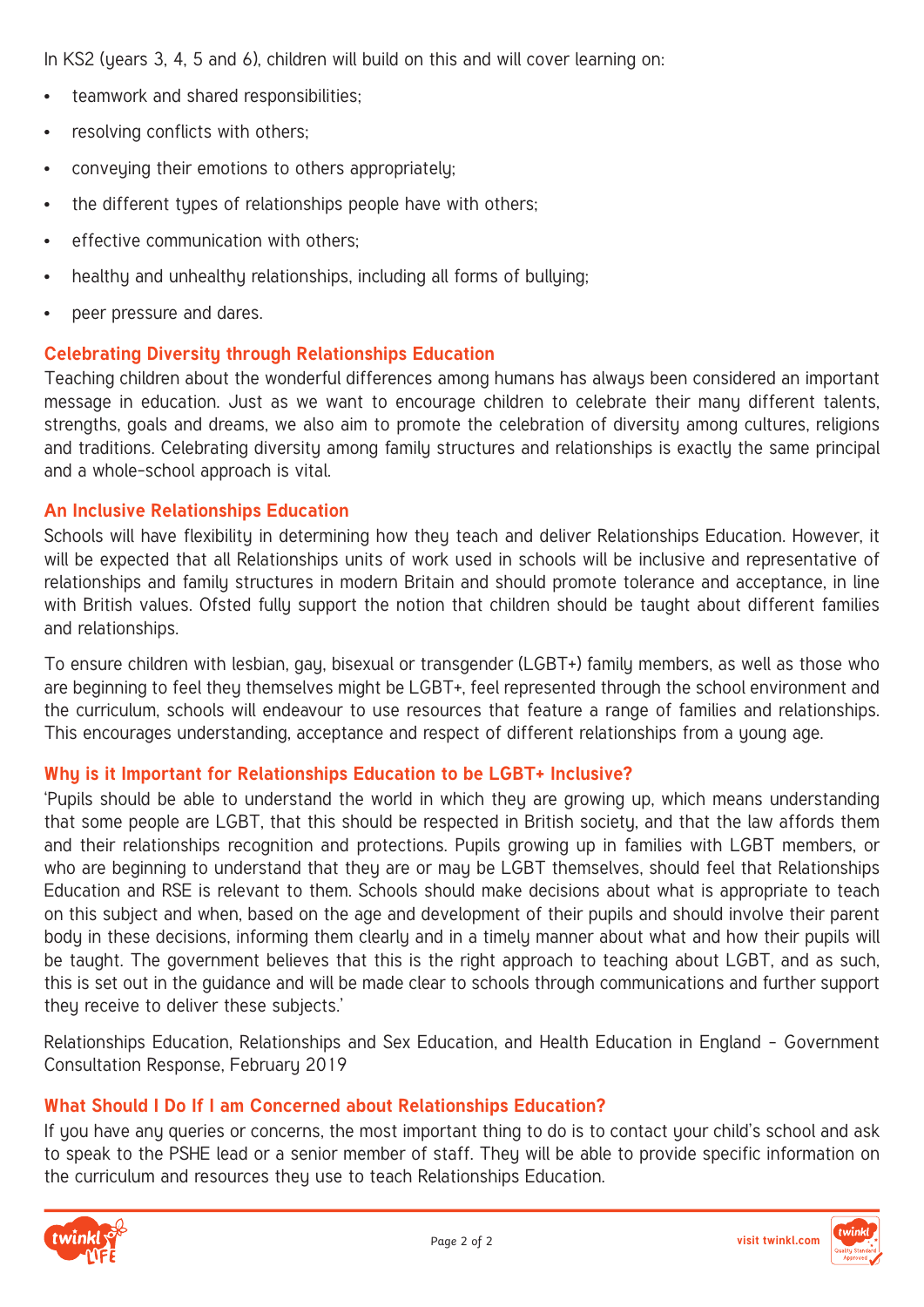In KS2 (years 3, 4, 5 and 6), children will build on this and will cover learning on:

- teamwork and shared responsibilities;
- resolving conflicts with others;
- conveying their emotions to others appropriately;
- the different types of relationships people have with others;
- effective communication with others;
- healthy and unhealthy relationships, including all forms of bullying;
- peer pressure and dares.

## Celebrating Diversity through Relationships Education

Teaching children about the wonderful differences among humans has always been considered an important message in education. Just as we want to encourage children to celebrate their many different talents, strengths, goals and dreams, we also aim to promote the celebration of diversity among cultures, religions and traditions. Celebrating diversity among family structures and relationships is exactly the same principal and a whole-school approach is vital.

## An Inclusive Relationships Education

Schools will have flexibility in determining how they teach and deliver Relationships Education. However, it will be expected that all Relationships units of work used in schools will be inclusive and representative of relationships and family structures in modern Britain and should promote tolerance and acceptance, in line with British values. Ofsted fully support the notion that children should be taught about different families and relationships.

To ensure children with lesbian, gay, bisexual or transgender (LGBT+) family members, as well as those who are beginning to feel they themselves might be LGBT+, feel represented through the school environment and the curriculum, schools will endeavour to use resources that feature a range of families and relationships. This encourages understanding, acceptance and respect of different relationships from a young age.

## Why is it Important for Relationships Education to be LGBT+ Inclusive?

'Pupils should be able to understand the world in which they are growing up, which means understanding that some people are LGBT, that this should be respected in British society, and that the law affords them and their relationships recognition and protections. Pupils growing up in families with LGBT members, or who are beginning to understand that they are or may be LGBT themselves, should feel that Relationships Education and RSE is relevant to them. Schools should make decisions about what is appropriate to teach on this subject and when, based on the age and development of their pupils and should involve their parent body in these decisions, informing them clearly and in a timely manner about what and how their pupils will be taught. The government believes that this is the right approach to teaching about LGBT, and as such, this is set out in the guidance and will be made clear to schools through communications and further support they receive to deliver these subjects.'

Relationships Education, Relationships and Sex Education, and Health Education in England – Government Consultation Response, February 2019

## What Should I Do If I am Concerned about Relationships Education?

If you have any queries or concerns, the most important thing to do is to contact your child's school and ask to speak to the PSHE lead or a senior member of staff. They will be able to provide specific information on the curriculum and resources they use to teach Relationships Education.